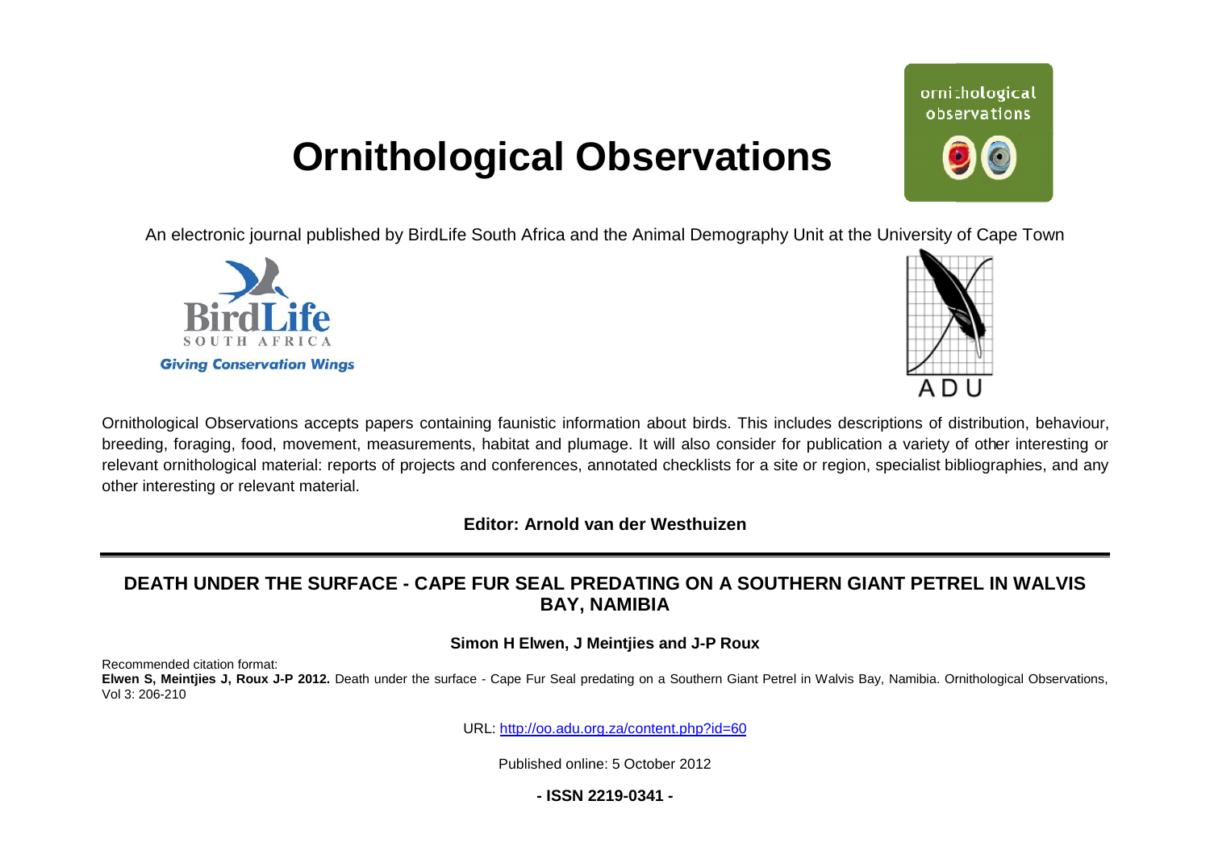# Ornithological Observations

An electronic journal published by BirdLife South Africa and the Animal Demography Unit at the University of Cape Town

Ornithological Observations accepts papers containing faunistic information about birds. This includes descriptions of distribution, behaviour, breeding, foraging, food, movement, measurements, habitat and plumage. It will also consider for publication a variety of other interesting or relevant ornithological material: reports of projects and conferences, annotated checklists for a site or region, specialist bibliographies, and any other interesting or relevant material.

**Editor: Arnold van der Westhuizen**

## DEATH UNDER THE SURFACE - CAPE FUR SEAL PREDATING ON A SOUTHERN GIANT PETREL IN WALVIS BAY, NAMIBIA

**Simon H Elwen, J Meintjies and J-P Roux**

Recommended citation format:
**Elwen S, Meintjies J, Roux J-P 2012.** Death under the surface - Cape Fur Seal predating on a Southern Giant Petrel in Walvis Bay, Namibia. Ornithological Observations, Vol 3: 206-210

URL: http://oo.adu.org.za/content.php?id=60

Published online: 5 October 2012

**- ISSN 2219-0341 -**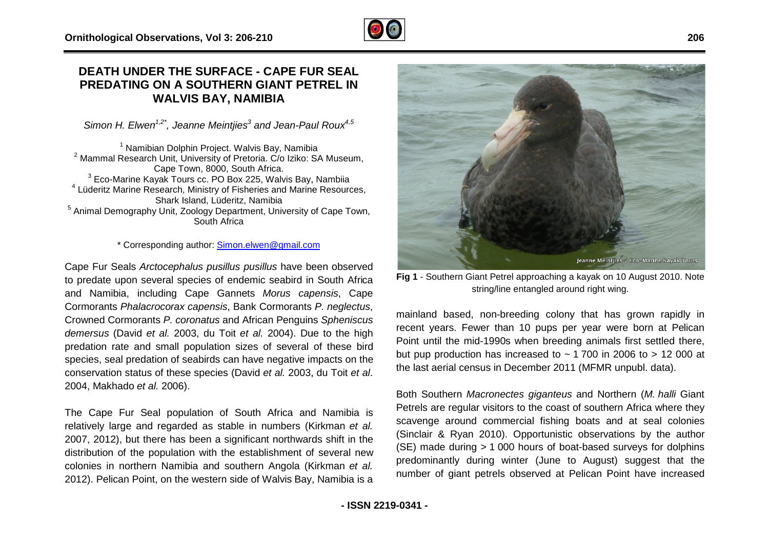# DEATH UNDER THE SURFACE - CAPE FUR SEAL PREDATING ON A SOUTHERN GIANT PETREL IN WALVIS BAY, NAMIBIA

*Simon H. Elwen[1,2*], Jeanne Meintjies[3] and Jean-Paul Roux[4,5]*

[1] Namibian Dolphin Project. Walvis Bay, Namibia
[2] Mammal Research Unit, University of Pretoria. C/o Iziko: SA Museum, Cape Town, 8000, South Africa.
[3] Eco-Marine Kayak Tours cc. PO Box 225, Walvis Bay, Nambiia
[4] Lüderitz Marine Research, Ministry of Fisheries and Marine Resources, Shark Island, Lüderitz, Namibia
[5] Animal Demography Unit, Zoology Department, University of Cape Town, South Africa

\* Corresponding author: Simon.elwen@gmail.com

Cape Fur Seals *Arctocephalus pusillus pusillus* have been observed to predate upon several species of endemic seabird in South Africa and Namibia, including Cape Gannets *Morus capensis*, Cape Cormorants *Phalacrocorax capensis*, Bank Cormorants *P. neglectus*, Crowned Cormorants *P. coronatus* and African Penguins *Spheniscus demersus* (David *et al.* 2003, du Toit *et al.* 2004). Due to the high predation rate and small population sizes of several of these bird species, seal predation of seabirds can have negative impacts on the conservation status of these species (David *et al.* 2003, du Toit *et al*. 2004, Makhado *et al.* 2006).

The Cape Fur Seal population of South Africa and Namibia is relatively large and regarded as stable in numbers (Kirkman *et al.* 2007, 2012), but there has been a significant northwards shift in the distribution of the population with the establishment of several new colonies in northern Namibia and southern Angola (Kirkman *et al.* 2012). Pelican Point, on the western side of Walvis Bay, Namibia is a mainland based, non-breeding colony that has grown rapidly in recent years. Fewer than 10 pups per year were born at Pelican Point until the mid-1990s when breeding animals first settled there, but pup production has increased to ~ 1 700 in 2006 to > 12 000 at the last aerial census in December 2011 (MFMR unpubl. data).

**Fig 1** - Southern Giant Petrel approaching a kayak on 10 August 2010. Note string/line entangled around right wing.

Both Southern *Macronectes giganteus* and Northern (*M. halli* Giant Petrels are regular visitors to the coast of southern Africa where they scavenge around commercial fishing boats and at seal colonies (Sinclair & Ryan 2010). Opportunistic observations by the author (SE) made during > 1 000 hours of boat-based surveys for dolphins predominantly during winter (June to August) suggest that the number of giant petrels observed at Pelican Point have increased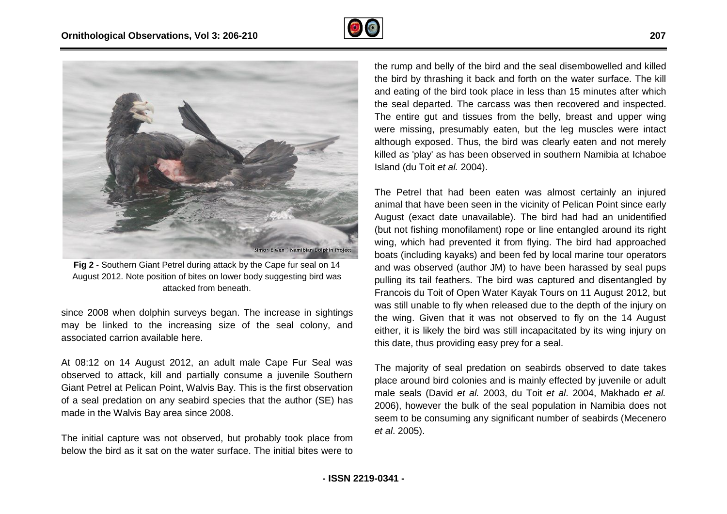**Fig 2** - Southern Giant Petrel during attack by the Cape fur seal on 14 August 2012. Note position of bites on lower body suggesting bird was attacked from beneath.

since 2008 when dolphin surveys began. The increase in sightings may be linked to the increasing size of the seal colony, and associated carrion available here.

At 08:12 on 14 August 2012, an adult male Cape Fur Seal was observed to attack, kill and partially consume a juvenile Southern Giant Petrel at Pelican Point, Walvis Bay. This is the first observation of a seal predation on any seabird species that the author (SE) has made in the Walvis Bay area since 2008.

The initial capture was not observed, but probably took place from below the bird as it sat on the water surface. The initial bites were to the rump and belly of the bird and the seal disembowelled and killed the bird by thrashing it back and forth on the water surface. The kill and eating of the bird took place in less than 15 minutes after which the seal departed. The carcass was then recovered and inspected. The entire gut and tissues from the belly, breast and upper wing were missing, presumably eaten, but the leg muscles were intact although exposed. Thus, the bird was clearly eaten and not merely killed as 'play' as has been observed in southern Namibia at Ichaboe Island (du Toit *et al.* 2004).

The Petrel that had been eaten was almost certainly an injured animal that have been seen in the vicinity of Pelican Point since early August (exact date unavailable). The bird had had an unidentified (but not fishing monofilament) rope or line entangled around its right wing, which had prevented it from flying. The bird had approached boats (including kayaks) and been fed by local marine tour operators and was observed (author JM) to have been harassed by seal pups pulling its tail feathers. The bird was captured and disentangled by Francois du Toit of Open Water Kayak Tours on 11 August 2012, but was still unable to fly when released due to the depth of the injury on the wing. Given that it was not observed to fly on the 14 August either, it is likely the bird was still incapacitated by its wing injury on this date, thus providing easy prey for a seal.

The majority of seal predation on seabirds observed to date takes place around bird colonies and is mainly effected by juvenile or adult male seals (David *et al.* 2003, du Toit *et al*. 2004, Makhado *et al.* 2006), however the bulk of the seal population in Namibia does not seem to be consuming any significant number of seabirds (Mecenero *et al*. 2005).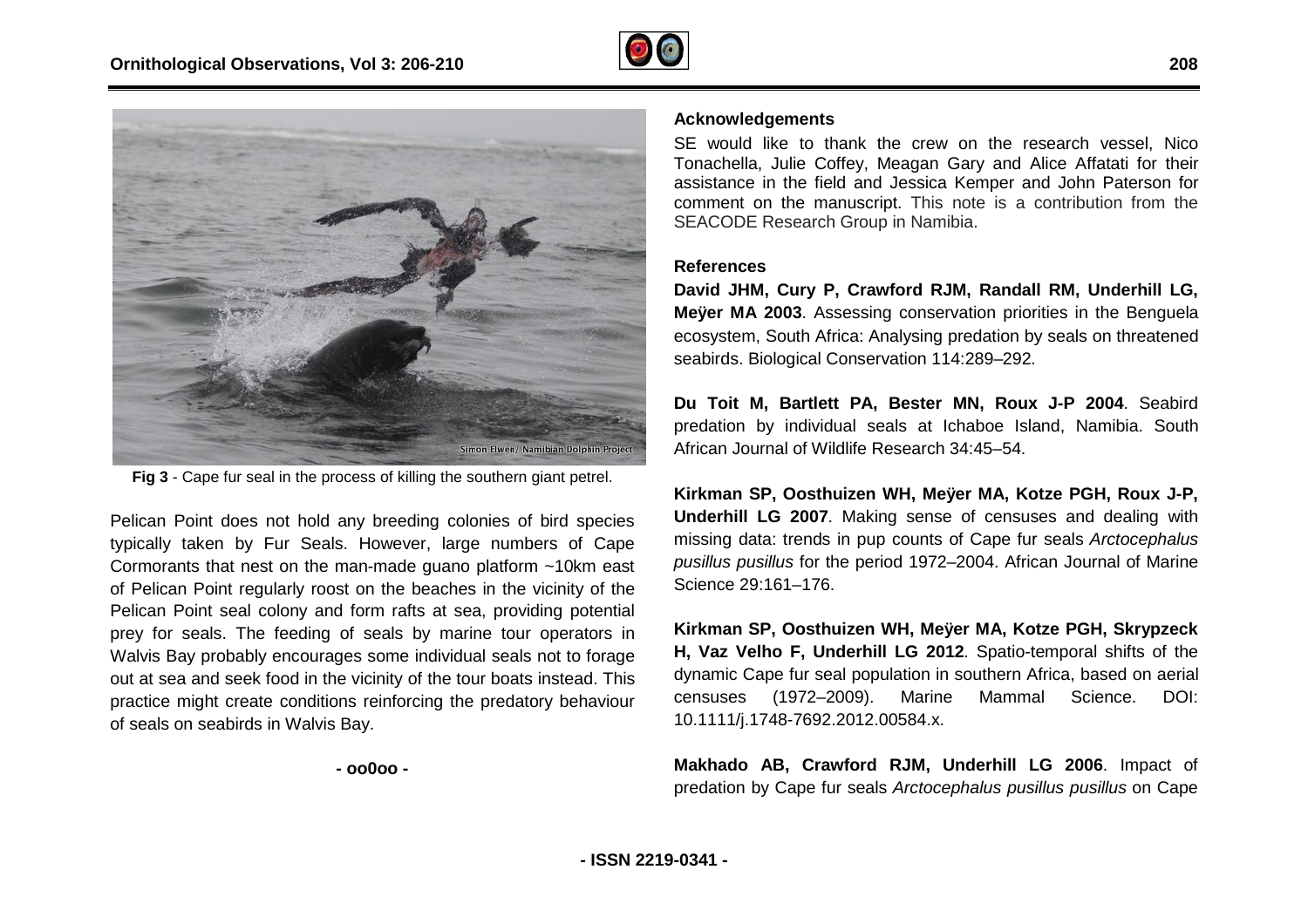**Fig 3** - Cape fur seal in the process of killing the southern giant petrel.

Pelican Point does not hold any breeding colonies of bird species typically taken by Fur Seals. However, large numbers of Cape Cormorants that nest on the man-made guano platform ~10km east of Pelican Point regularly roost on the beaches in the vicinity of the Pelican Point seal colony and form rafts at sea, providing potential prey for seals. The feeding of seals by marine tour operators in Walvis Bay probably encourages some individual seals not to forage out at sea and seek food in the vicinity of the tour boats instead. This practice might create conditions reinforcing the predatory behaviour of seals on seabirds in Walvis Bay.

- oo0oo -

## Acknowledgements

SE would like to thank the crew on the research vessel, Nico Tonachella, Julie Coffey, Meagan Gary and Alice Affatati for their assistance in the field and Jessica Kemper and John Paterson for comment on the manuscript. This note is a contribution from the SEACODE Research Group in Namibia.

## References

**David JHM, Cury P, Crawford RJM, Randall RM, Underhill LG, Meÿer MA 2003**. Assessing conservation priorities in the Benguela ecosystem, South Africa: Analysing predation by seals on threatened seabirds. Biological Conservation 114:289–292.

**Du Toit M, Bartlett PA, Bester MN, Roux J-P 2004**. Seabird predation by individual seals at Ichaboe Island, Namibia. South African Journal of Wildlife Research 34:45–54.

**Kirkman SP, Oosthuizen WH, Meÿer MA, Kotze PGH, Roux J-P, Underhill LG 2007**. Making sense of censuses and dealing with missing data: trends in pup counts of Cape fur seals *Arctocephalus pusillus pusillus* for the period 1972–2004. African Journal of Marine Science 29:161–176.

**Kirkman SP, Oosthuizen WH, Meÿer MA, Kotze PGH, Skrypzeck H, Vaz Velho F, Underhill LG 2012**. Spatio-temporal shifts of the dynamic Cape fur seal population in southern Africa, based on aerial censuses (1972–2009). Marine Mammal Science. DOI: 10.1111/j.1748-7692.2012.00584.x.

**Makhado AB, Crawford RJM, Underhill LG 2006**. Impact of predation by Cape fur seals *Arctocephalus pusillus pusillus* on Cape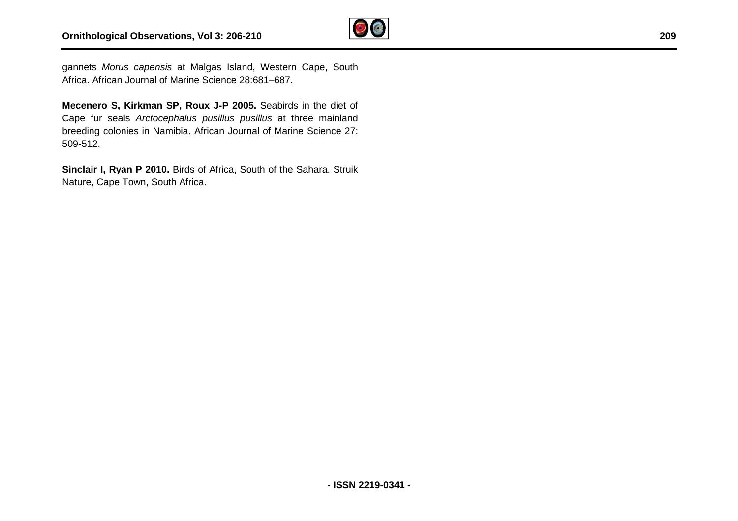gannets *Morus capensis* at Malgas Island, Western Cape, South Africa. African Journal of Marine Science 28:681–687.

**Mecenero S, Kirkman SP, Roux J-P 2005.** Seabirds in the diet of Cape fur seals *Arctocephalus pusillus pusillus* at three mainland breeding colonies in Namibia. African Journal of Marine Science 27: 509-512.

**Sinclair I, Ryan P 2010.** Birds of Africa, South of the Sahara. Struik Nature, Cape Town, South Africa.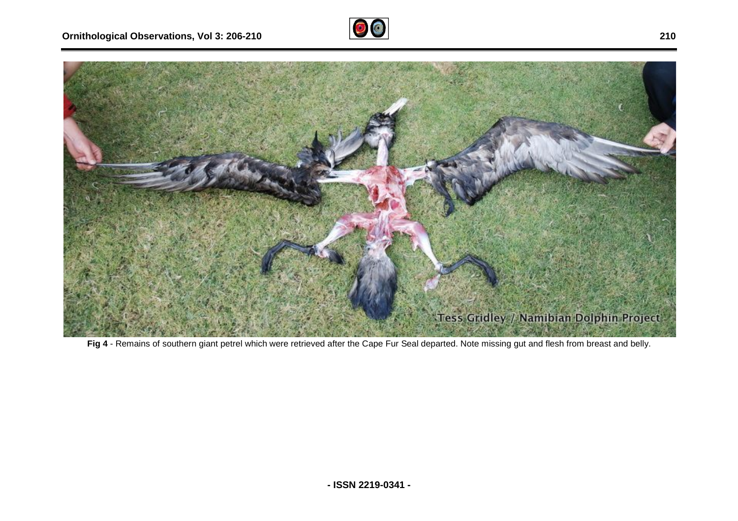**Fig 4** - Remains of southern giant petrel which were retrieved after the Cape Fur Seal departed. Note missing gut and flesh from breast and belly.